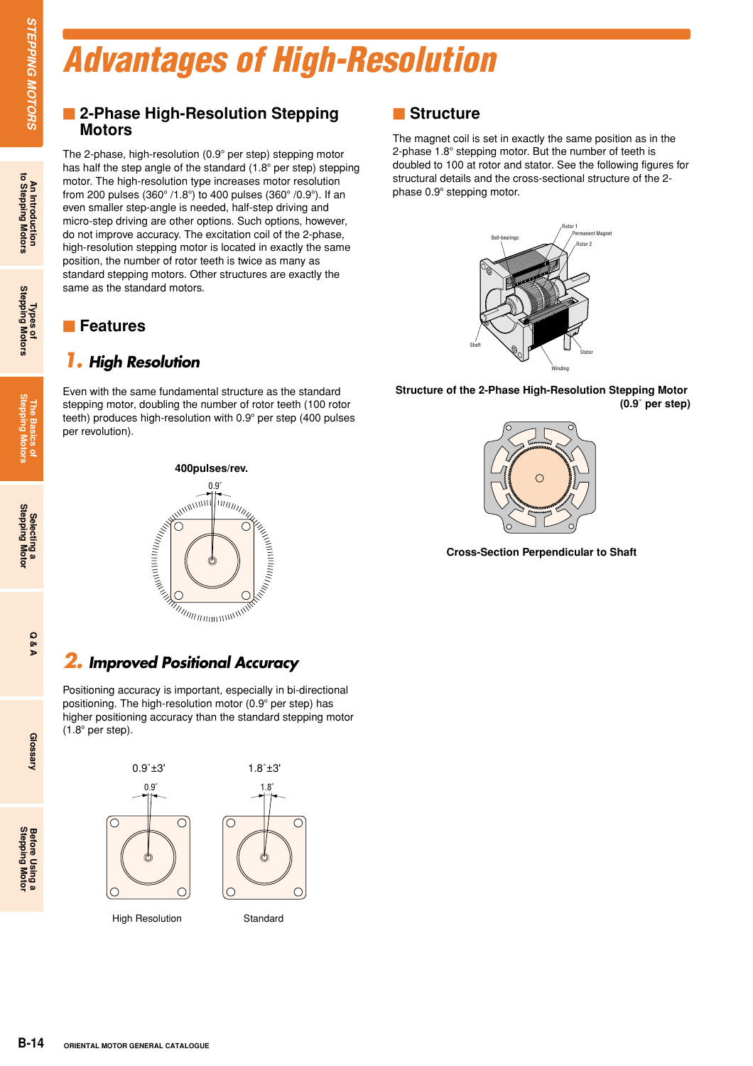# Advantages of High-Resolution

## 2-Phase High-Resolution Stepping Motors

The 2-phase, high-resolution (0.9° per step) stepping motor has half the step angle of the standard (1.8° per step) stepping motor. The high-resolution type increases motor resolution from 200 pulses (360° /1.8°) to 400 pulses (360° /0.9°). If an even smaller step-angle is needed, half-step driving and micro-step driving are other options. Such options, however, do not improve accuracy. The excitation coil of the 2-phase, high-resolution stepping motor is located in exactly the same position, the number of rotor teeth is twice as many as standard stepping motors. Other structures are exactly the same as the standard motors.

## Features

### 1. High Resolution

Even with the same fundamental structure as the standard stepping motor, doubling the number of rotor teeth (100 rotor teeth) produces high-resolution with 0.9° per step (400 pulses per revolution).

400pulses/rev.

0.9°

### 2. Improved Positional Accuracy

Positioning accuracy is important, especially in bi-directional positioning. The high-resolution motor (0.9° per step) has higher positioning accuracy than the standard stepping motor (1.8° per step).

| 0.9°±3' | 1.8°±3' |
| --- | --- |
| High Resolution | Standard |

## Structure

The magnet coil is set in exactly the same position as in the 2-phase 1.8° stepping motor. But the number of teeth is doubled to 100 at rotor and stator. See the following figures for structural details and the cross-sectional structure of the 2-phase 0.9° stepping motor.

Ball-bearings, Rotor 1, Permanent Magnet, Rotor 2, Shaft, Stator, Winding

**Structure of the 2-Phase High-Resolution Stepping Motor (0.9° per step)**

**Cross-Section Perpendicular to Shaft**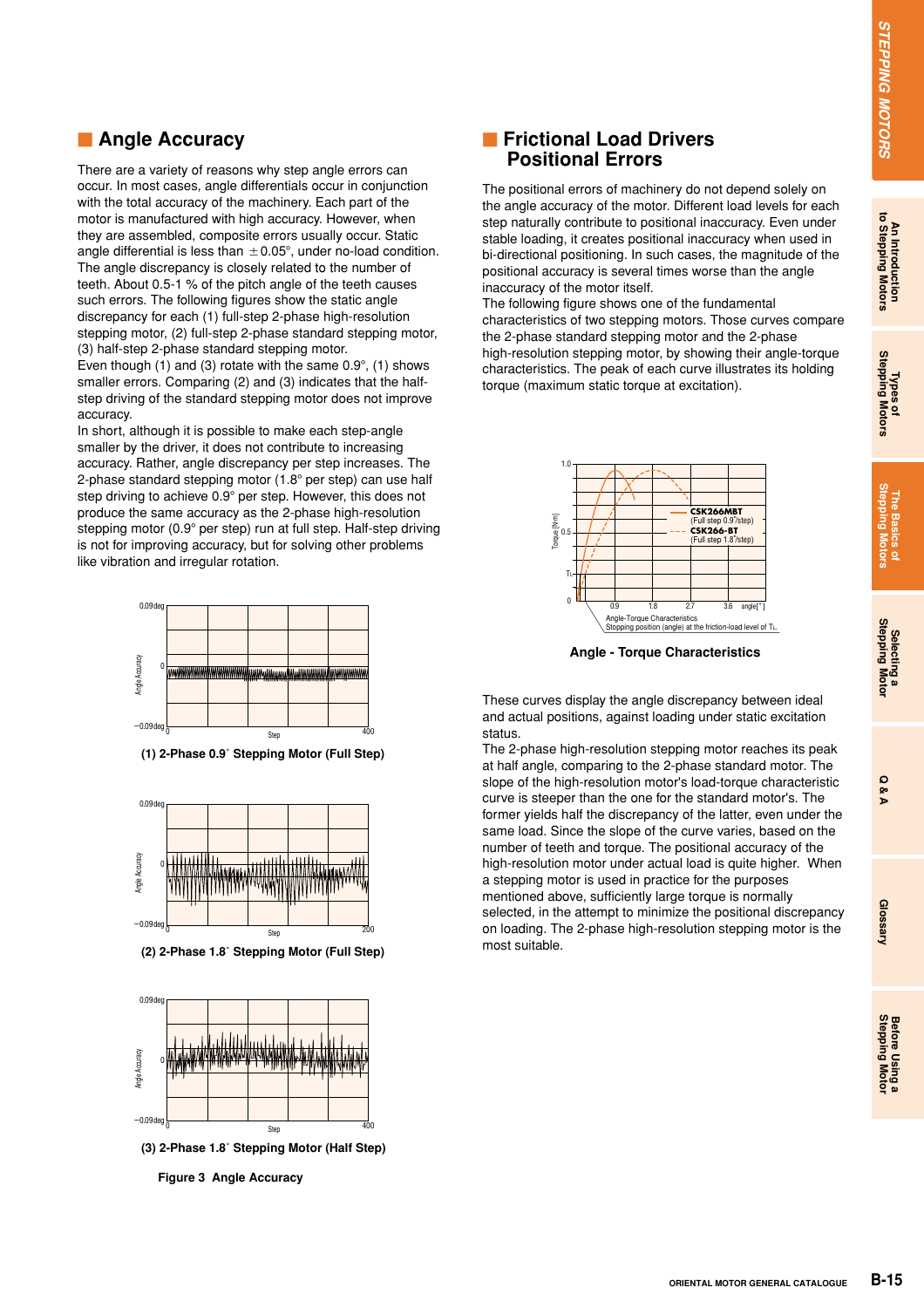## Angle Accuracy

There are a variety of reasons why step angle errors can occur. In most cases, angle differentials occur in conjunction with the total accuracy of the machinery. Each part of the motor is manufactured with high accuracy. However, when they are assembled, composite errors usually occur. Static angle differential is less than ±0.05°, under no-load condition. The angle discrepancy is closely related to the number of teeth. About 0.5-1 % of the pitch angle of the teeth causes such errors. The following figures show the static angle discrepancy for each (1) full-step 2-phase high-resolution stepping motor, (2) full-step 2-phase standard stepping motor, (3) half-step 2-phase standard stepping motor.

Even though (1) and (3) rotate with the same 0.9°, (1) shows smaller errors. Comparing (2) and (3) indicates that the half-step driving of the standard stepping motor does not improve accuracy.

In short, although it is possible to make each step-angle smaller by the driver, it does not contribute to increasing accuracy. Rather, angle discrepancy per step increases. The 2-phase standard stepping motor (1.8° per step) can use half step driving to achieve 0.9° per step. However, this does not produce the same accuracy as the 2-phase high-resolution stepping motor (0.9° per step) run at full step. Half-step driving is not for improving accuracy, but for solving other problems like vibration and irregular rotation.

0.09deg
0
−0.09deg
Angle Accuracy
0
Step
400

(1) 2-Phase 0.9° Stepping Motor (Full Step)

0.09deg
0
−0.09deg
Angle Accuracy
0
Step
200

(2) 2-Phase 1.8° Stepping Motor (Full Step)

0.09deg
0
−0.09deg
Angle Accuracy
0
Step
400

(3) 2-Phase 1.8° Stepping Motor (Half Step)

**Figure 3 Angle Accuracy**

## Frictional Load Drivers Positional Errors

The positional errors of machinery do not depend solely on the angle accuracy of the motor. Different load levels for each step naturally contribute to positional inaccuracy. Even under stable loading, it creates positional inaccuracy when used in bi-directional positioning. In such cases, the magnitude of the positional accuracy is several times worse than the angle inaccuracy of the motor itself.

The following figure shows one of the fundamental characteristics of two stepping motors. Those curves compare the 2-phase standard stepping motor and the 2-phase high-resolution stepping motor, by showing their angle-torque characteristics. The peak of each curve illustrates its holding torque (maximum static torque at excitation).

1.0
0.5
TL
0
Torque [N·m]
0.9
1.8
2.7
3.6
angle[°]
CSK266MBT
(Full step 0.9°/step)
CSK266-BT
(Full step 1.8°/step)
Angle-Torque Characteristics
Stopping position (angle) at the friction-load level of TL.

**Angle - Torque Characteristics**

These curves display the angle discrepancy between ideal and actual positions, against loading under static excitation status.

The 2-phase high-resolution stepping motor reaches its peak at half angle, comparing to the 2-phase standard motor. The slope of the high-resolution motor's load-torque characteristic curve is steeper than the one for the standard motor's. The former yields half the discrepancy of the latter, even under the same load. Since the slope of the curve varies, based on the number of teeth and torque. The positional accuracy of the high-resolution motor under actual load is quite higher. When a stepping motor is used in practice for the purposes mentioned above, sufficiently large torque is normally selected, in the attempt to minimize the positional discrepancy on loading. The 2-phase high-resolution stepping motor is the most suitable.